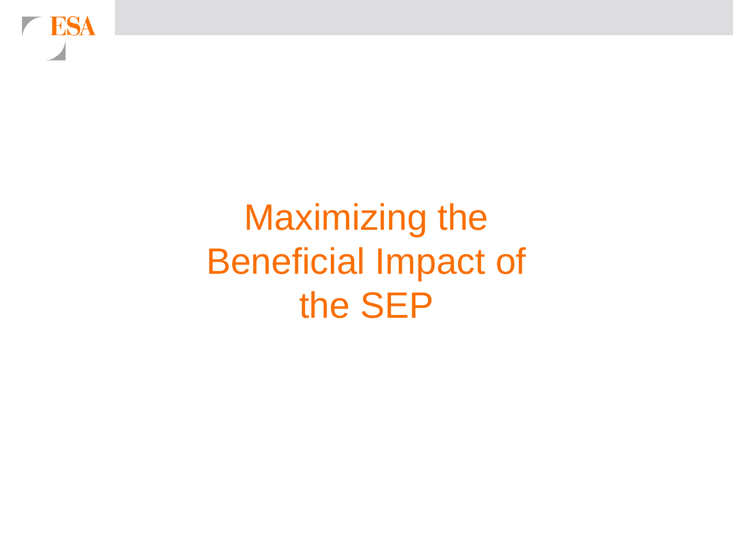# Maximizing the Beneficial Impact of the SEP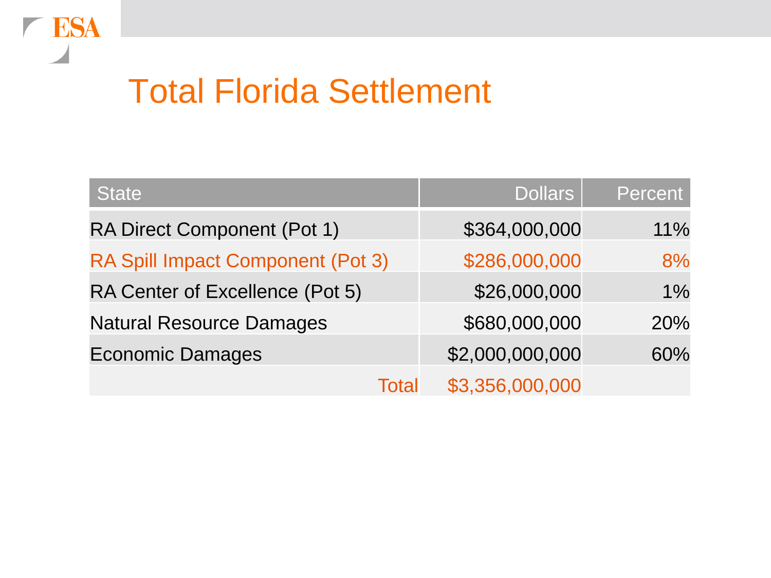# Total Florida Settlement

| State | Dollars | Percent |
|---|---|---|
| RA Direct Component (Pot 1) | $364,000,000 | 11% |
| RA Spill Impact Component (Pot 3) | $286,000,000 | 8% |
| RA Center of Excellence (Pot 5) | $26,000,000 | 1% |
| Natural Resource Damages | $680,000,000 | 20% |
| Economic Damages | $2,000,000,000 | 60% |
| Total | $3,356,000,000 | |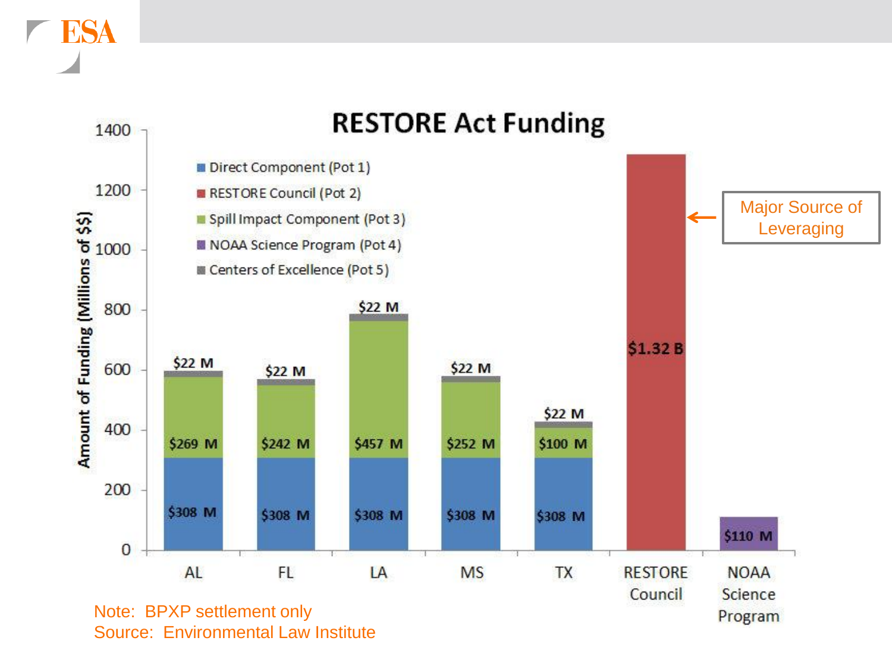# RESTORE Act Funding

| | AL | FL | LA | MS | TX | RESTORE Council | NOAA Science Program |
|---|---|---|---|---|---|---|---|
| Direct Component (Pot 1) | $308 M | $308 M | $308 M | $308 M | $308 M | | |
| RESTORE Council (Pot 2) | | | | | | $1.32 B | |
| Spill Impact Component (Pot 3) | $269 M | $242 M | $457 M | $252 M | $100 M | | |
| NOAA Science Program (Pot 4) | | | | | | | $110 M |
| Centers of Excellence (Pot 5) | $22 M | $22 M | $22 M | $22 M | $22 M | | |

Amount of Funding (Millions of $$)

Major Source of Leveraging (RESTORE Council)

Note: BPXP settlement only
Source: Environmental Law Institute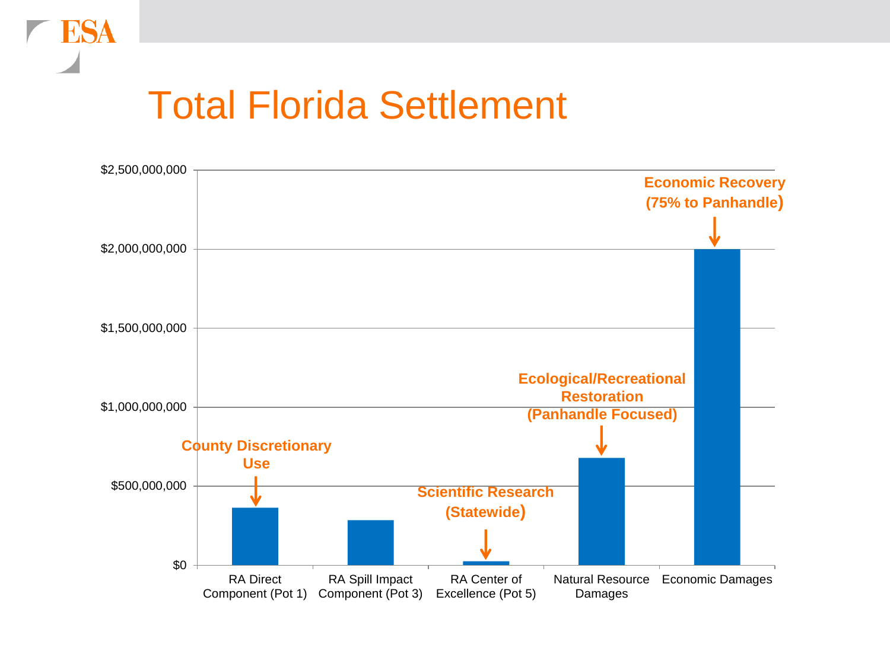# Total Florida Settlement

| Category | Approximate Amount | Annotation |
|---|---|---|
| RA Direct Component (Pot 1) | ~$360,000,000 | County Discretionary Use |
| RA Spill Impact Component (Pot 3) | ~$280,000,000 | |
| RA Center of Excellence (Pot 5) | ~$25,000,000 | Scientific Research (Statewide) |
| Natural Resource Damages | ~$680,000,000 | Ecological/Recreational Restoration (Panhandle Focused) |
| Economic Damages | $2,000,000,000 | Economic Recovery (75% to Panhandle) |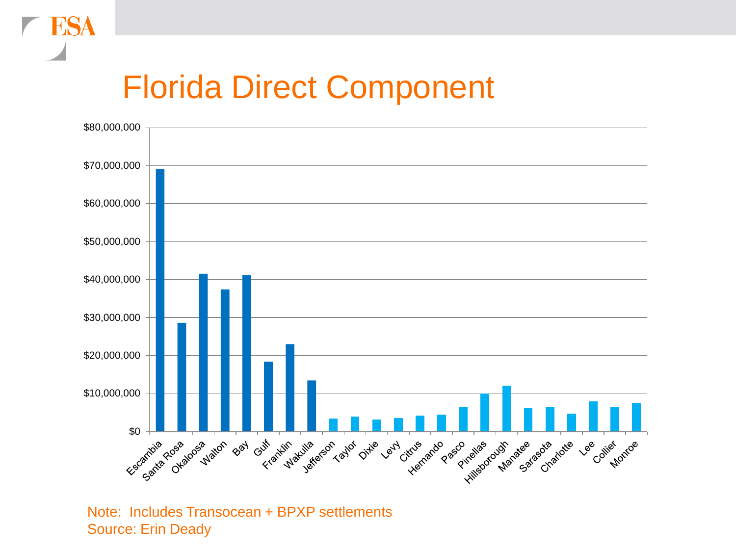# Florida Direct Component

Note: Includes Transocean + BPXP settlements
Source: Erin Deady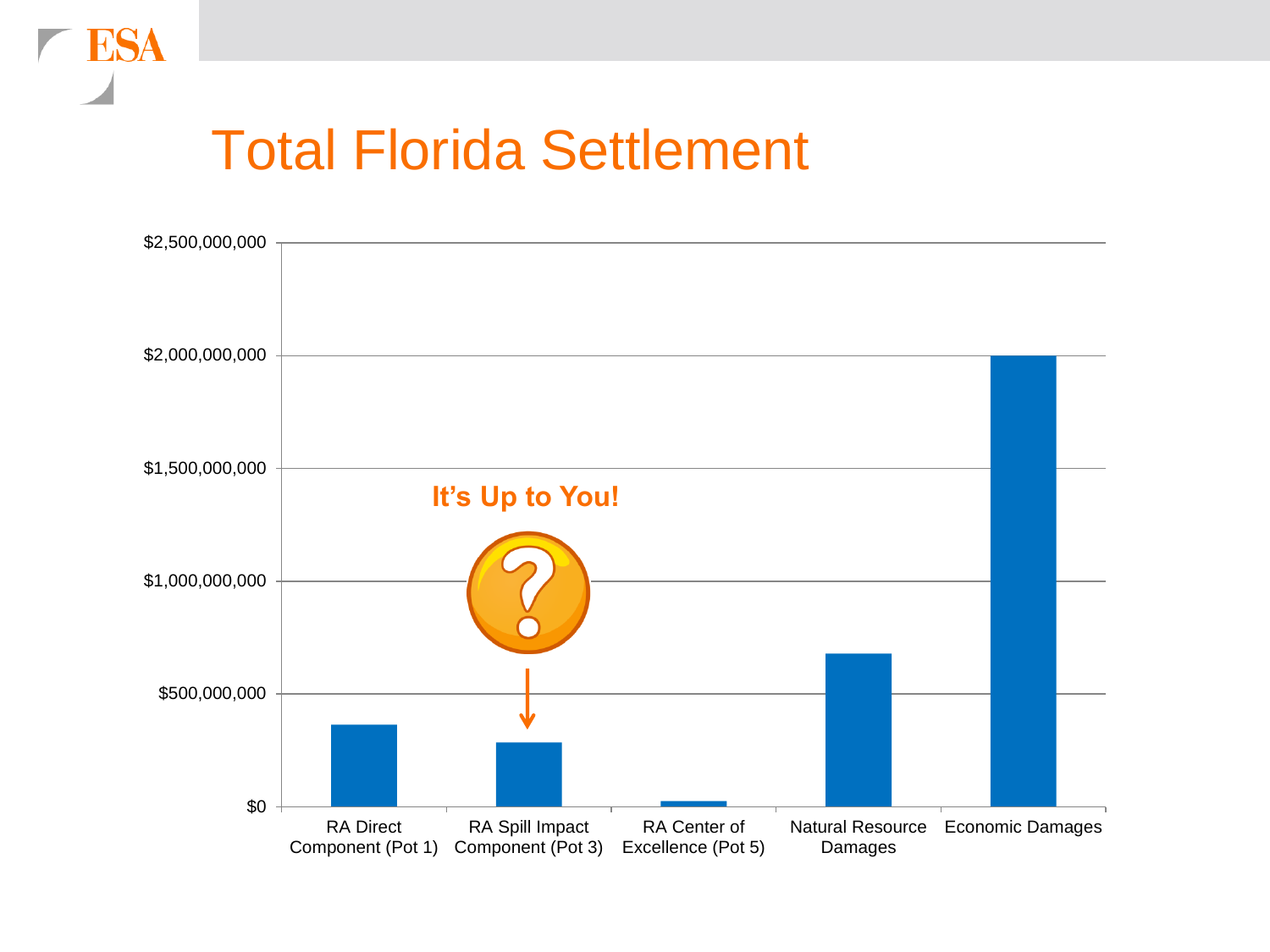# Total Florida Settlement

$2,500,000,000

$2,000,000,000

$1,500,000,000

$1,000,000,000

$500,000,000

$0

**It's Up to You!**

RA Direct Component (Pot 1)

RA Spill Impact Component (Pot 3)

RA Center of Excellence (Pot 5)

Natural Resource Damages

Economic Damages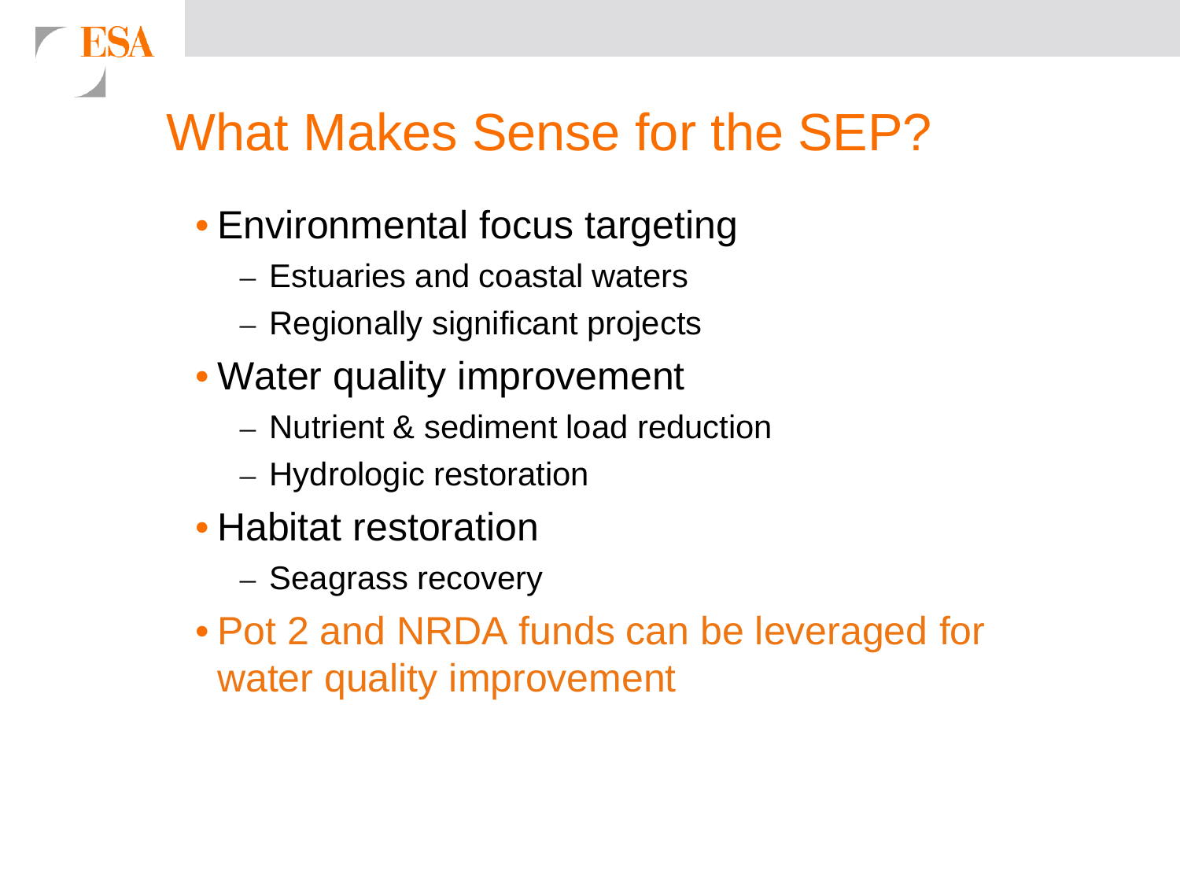# What Makes Sense for the SEP?

- Environmental focus targeting
  - Estuaries and coastal waters
  - Regionally significant projects
- Water quality improvement
  - Nutrient & sediment load reduction
  - Hydrologic restoration
- Habitat restoration
  - Seagrass recovery
- Pot 2 and NRDA funds can be leveraged for water quality improvement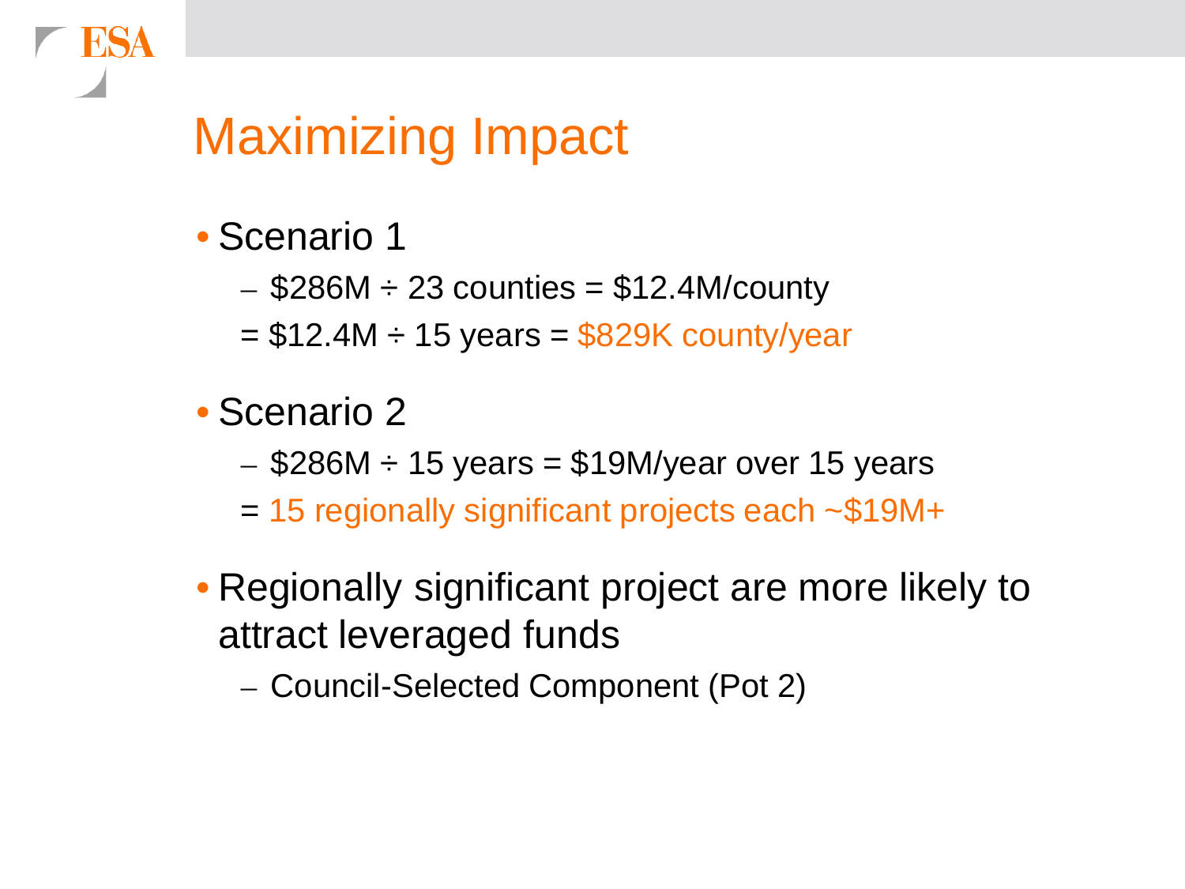# Maximizing Impact

- Scenario 1
  - \$286M ÷ 23 counties = \$12.4M/county

  = \$12.4M ÷ 15 years = \$829K county/year
- Scenario 2
  - \$286M ÷ 15 years = \$19M/year over 15 years

  = 15 regionally significant projects each ~\$19M+
- Regionally significant project are more likely to attract leveraged funds
  - Council-Selected Component (Pot 2)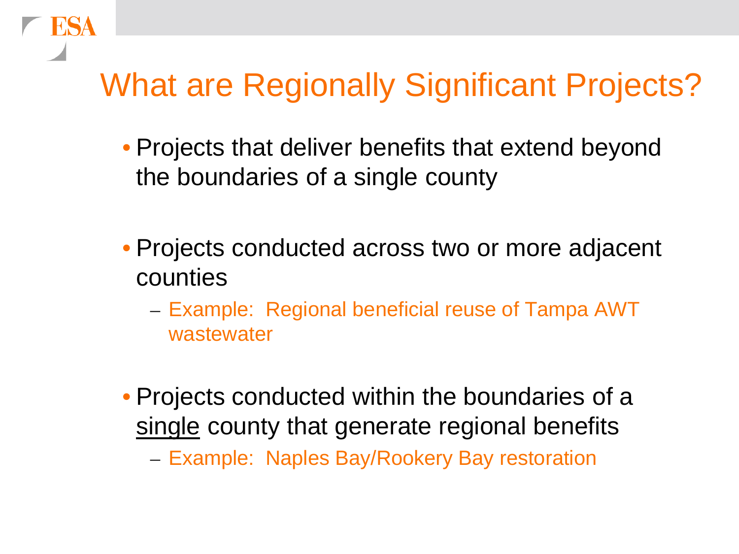# What are Regionally Significant Projects?

- Projects that deliver benefits that extend beyond the boundaries of a single county
- Projects conducted across two or more adjacent counties
  - Example: Regional beneficial reuse of Tampa AWT wastewater
- Projects conducted within the boundaries of a <u>single</u> county that generate regional benefits
  - Example: Naples Bay/Rookery Bay restoration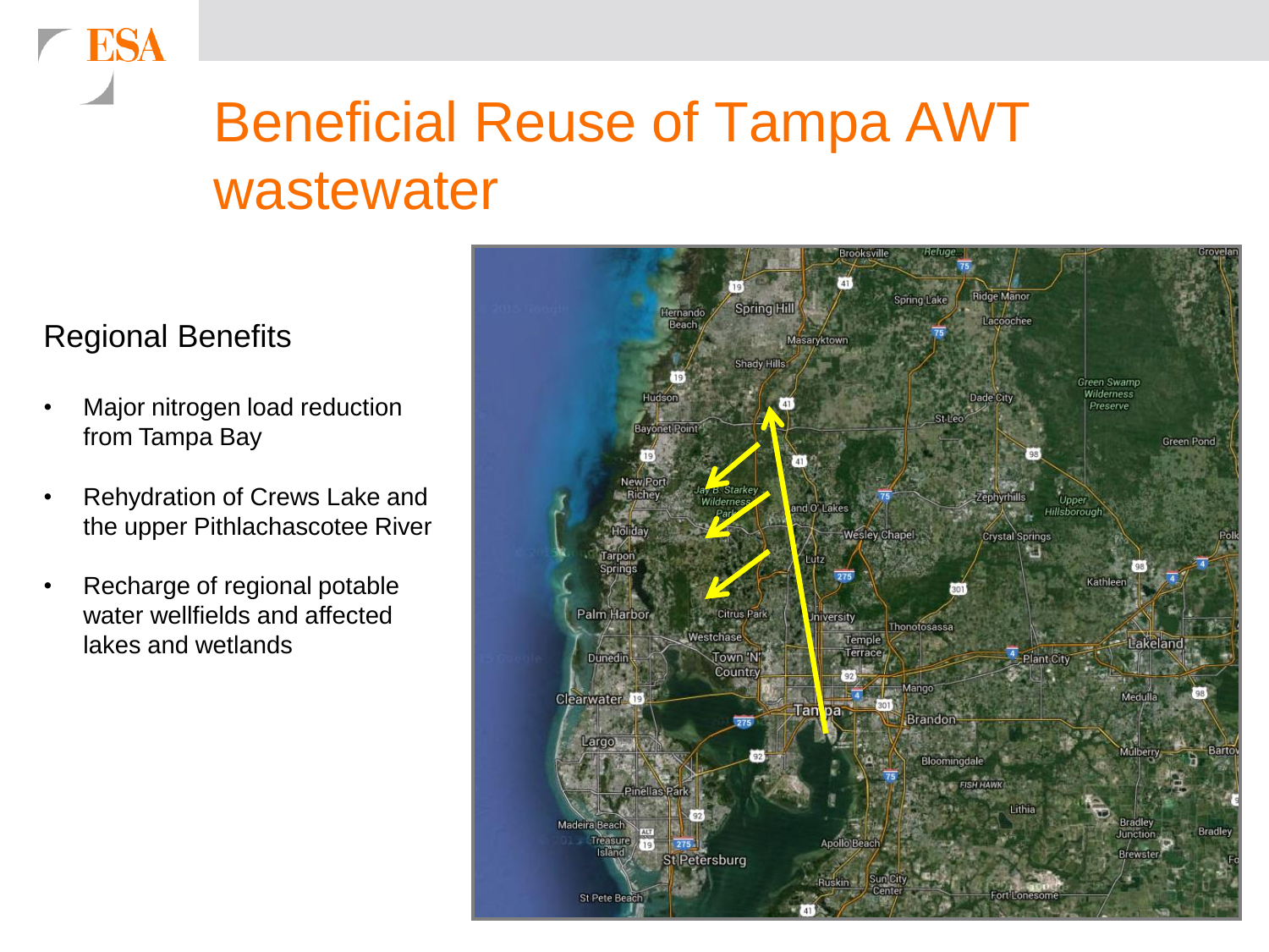# Beneficial Reuse of Tampa AWT wastewater

## Regional Benefits

- Major nitrogen load reduction from Tampa Bay
- Rehydration of Crews Lake and the upper Pithlachascotee River
- Recharge of regional potable water wellfields and affected lakes and wetlands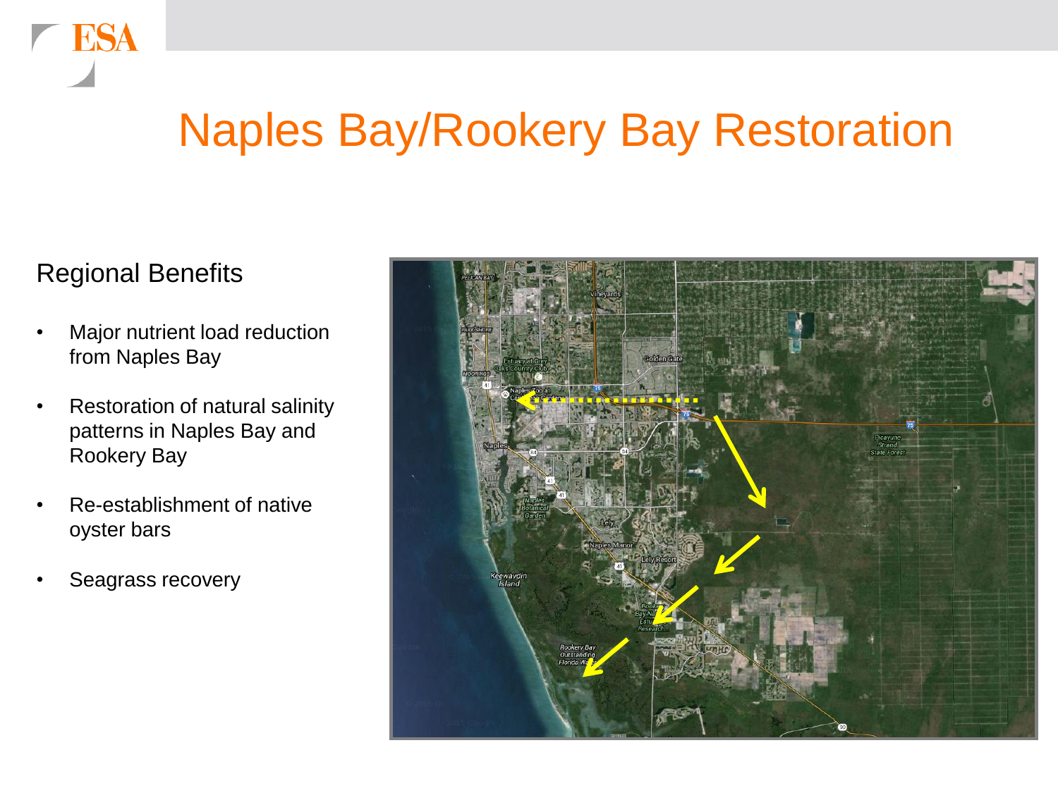# Naples Bay/Rookery Bay Restoration

## Regional Benefits

- Major nutrient load reduction from Naples Bay
- Restoration of natural salinity patterns in Naples Bay and Rookery Bay
- Re-establishment of native oyster bars
- Seagrass recovery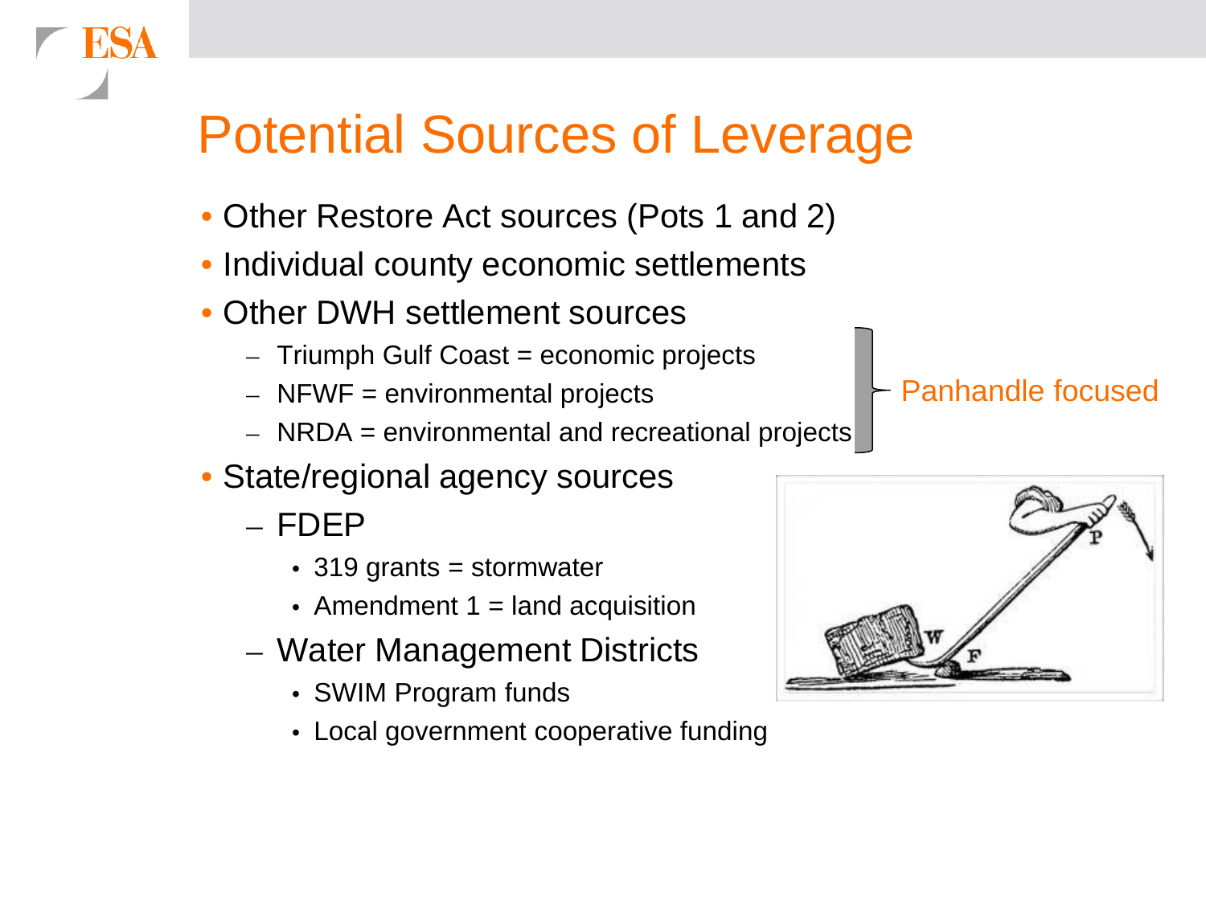# Potential Sources of Leverage

- Other Restore Act sources (Pots 1 and 2)
- Individual county economic settlements
- Other DWH settlement sources
  - Triumph Gulf Coast = economic projects
  - NFWF = environmental projects
  - NRDA = environmental and recreational projects

  Panhandle focused
- State/regional agency sources
  - FDEP
    - 319 grants = stormwater
    - Amendment 1 = land acquisition
  - Water Management Districts
    - SWIM Program funds
    - Local government cooperative funding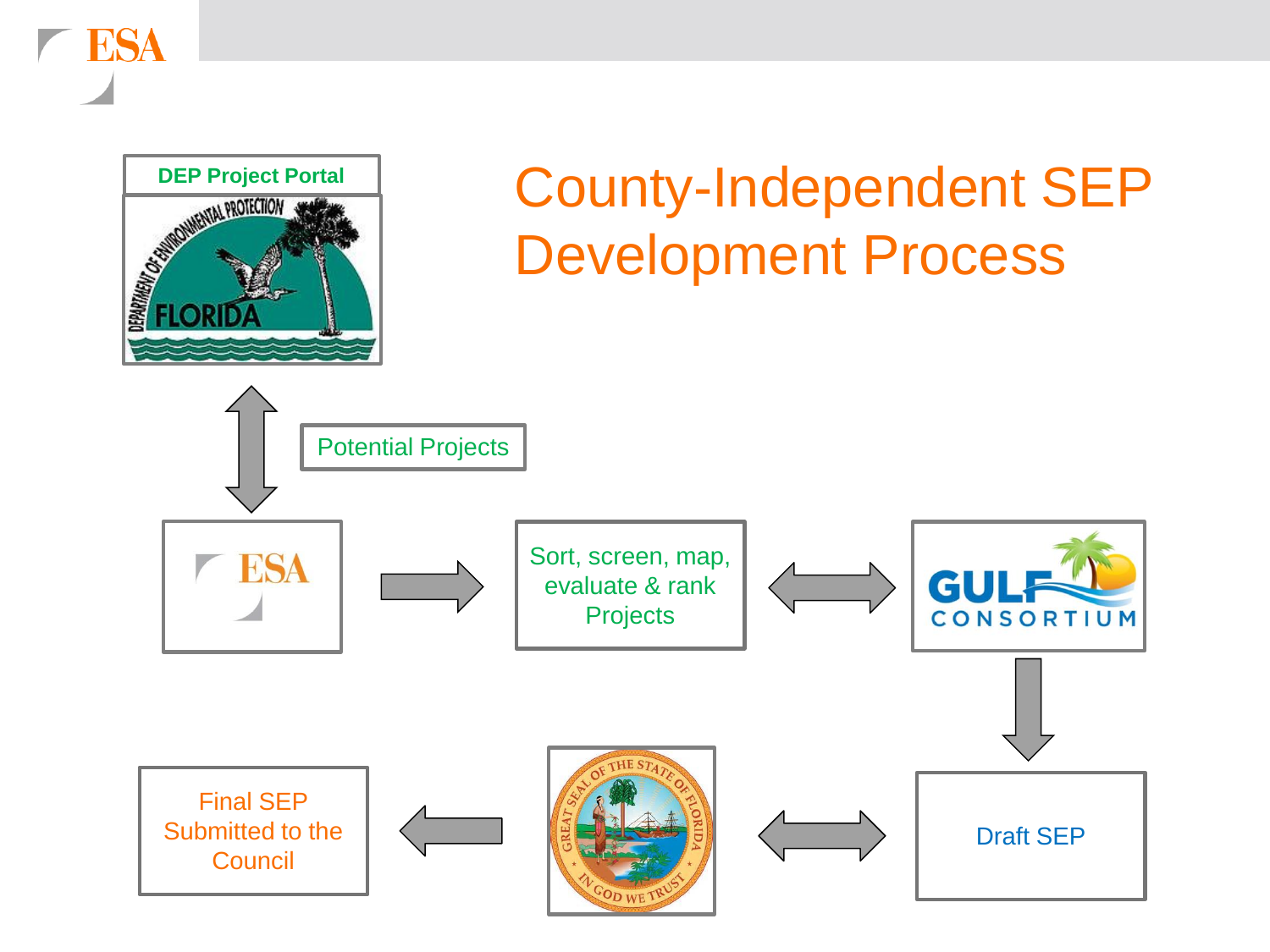# County-Independent SEP Development Process

DEP Project Portal

Potential Projects

Sort, screen, map, evaluate & rank Projects

Draft SEP

Final SEP Submitted to the Council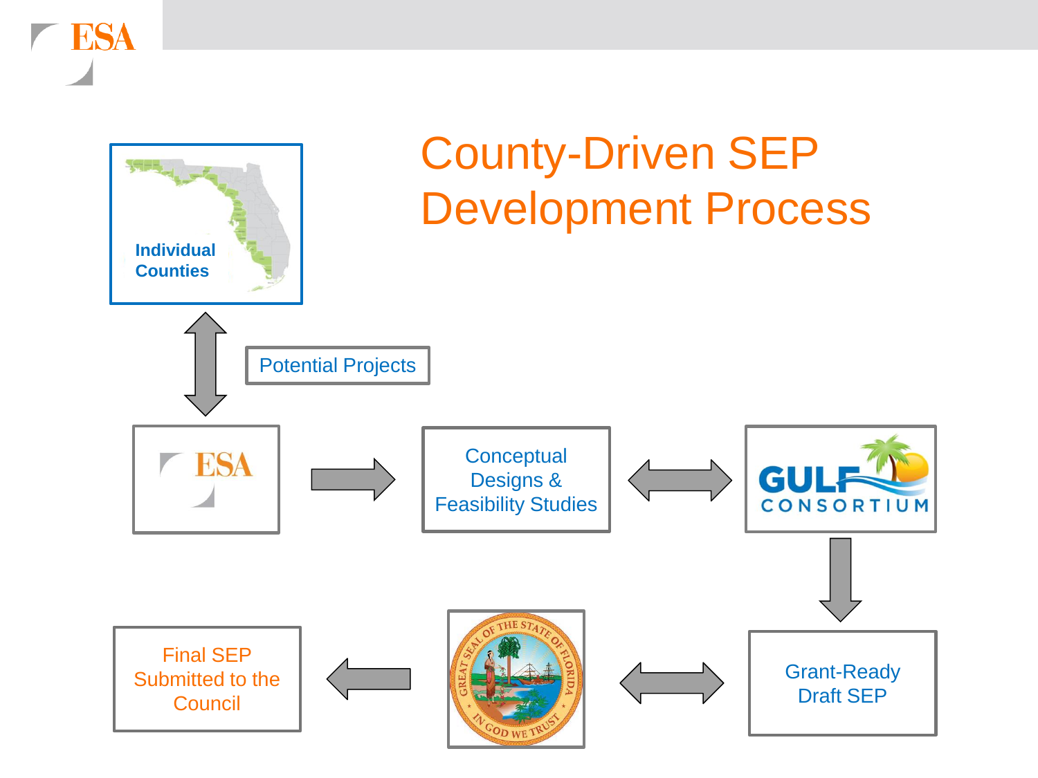# County-Driven SEP Development Process

Individual Counties

Potential Projects

ESA

Conceptual Designs & Feasibility Studies

GULF CONSORTIUM

Grant-Ready Draft SEP

GREAT SEAL OF THE STATE OF FLORIDA
IN GOD WE TRUST

Final SEP Submitted to the Council